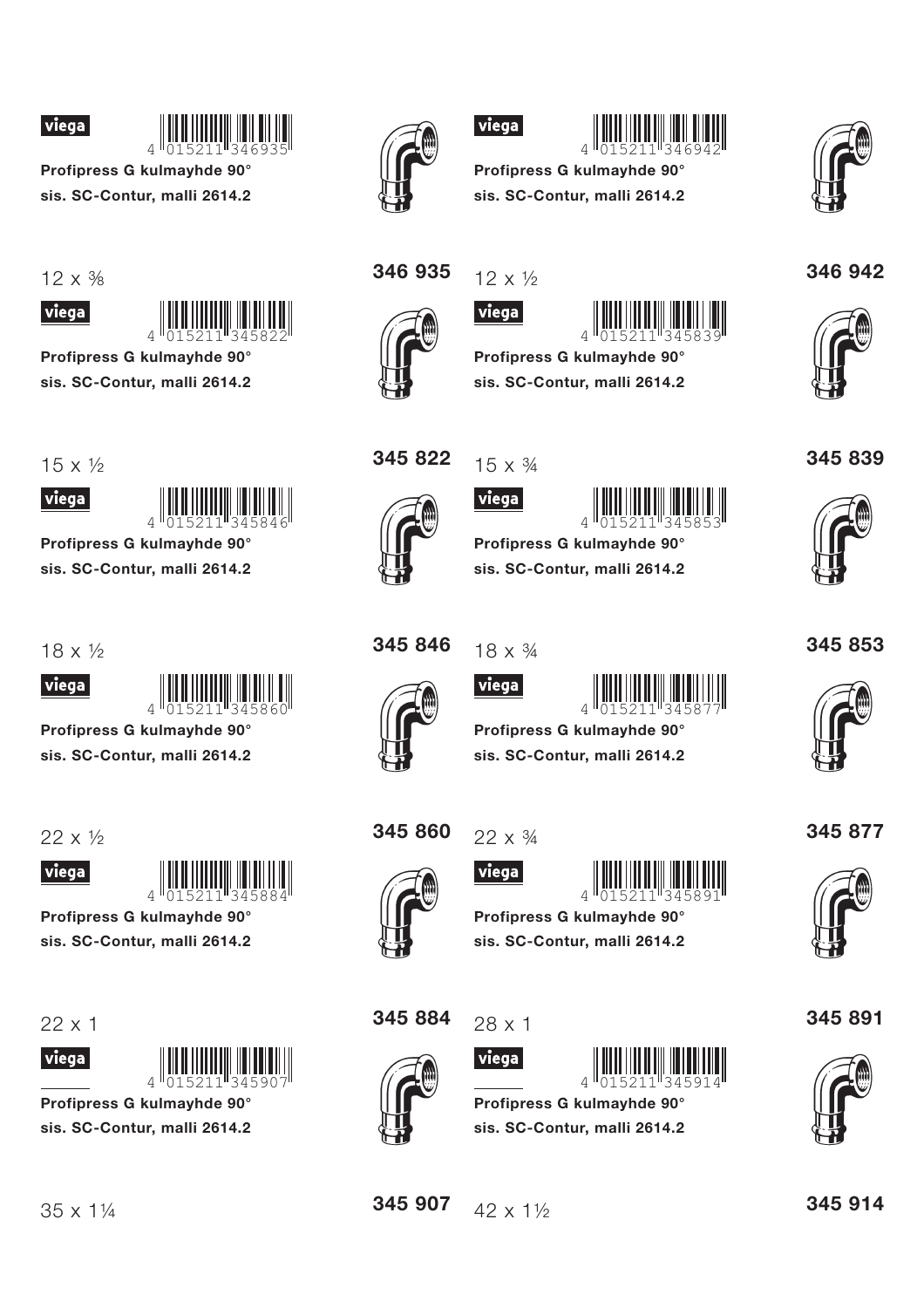viega

4 015211 346935

**Profipress G kulmayhde 90°**
**sis. SC-Contur, malli 2614.2**

12 x ⅜

**346 935**

viega

4 015211 346942

**Profipress G kulmayhde 90°**
**sis. SC-Contur, malli 2614.2**

12 x ½

**346 942**

viega

4 015211 345822

**Profipress G kulmayhde 90°**
**sis. SC-Contur, malli 2614.2**

15 x ½

**345 822**

viega

4 015211 345839

**Profipress G kulmayhde 90°**
**sis. SC-Contur, malli 2614.2**

15 x ¾

**345 839**

viega

4 015211 345846

**Profipress G kulmayhde 90°**
**sis. SC-Contur, malli 2614.2**

18 x ½

**345 846**

viega

4 015211 345853

**Profipress G kulmayhde 90°**
**sis. SC-Contur, malli 2614.2**

18 x ¾

**345 853**

viega

4 015211 345860

**Profipress G kulmayhde 90°**
**sis. SC-Contur, malli 2614.2**

22 x ½

**345 860**

viega

4 015211 345877

**Profipress G kulmayhde 90°**
**sis. SC-Contur, malli 2614.2**

22 x ¾

**345 877**

viega

4 015211 345884

**Profipress G kulmayhde 90°**
**sis. SC-Contur, malli 2614.2**

22 x 1

**345 884**

viega

4 015211 345891

**Profipress G kulmayhde 90°**
**sis. SC-Contur, malli 2614.2**

28 x 1

**345 891**

viega

4 015211 345907

**Profipress G kulmayhde 90°**
**sis. SC-Contur, malli 2614.2**

35 x 1¼

**345 907**

viega

4 015211 345914

**Profipress G kulmayhde 90°**
**sis. SC-Contur, malli 2614.2**

42 x 1½

**345 914**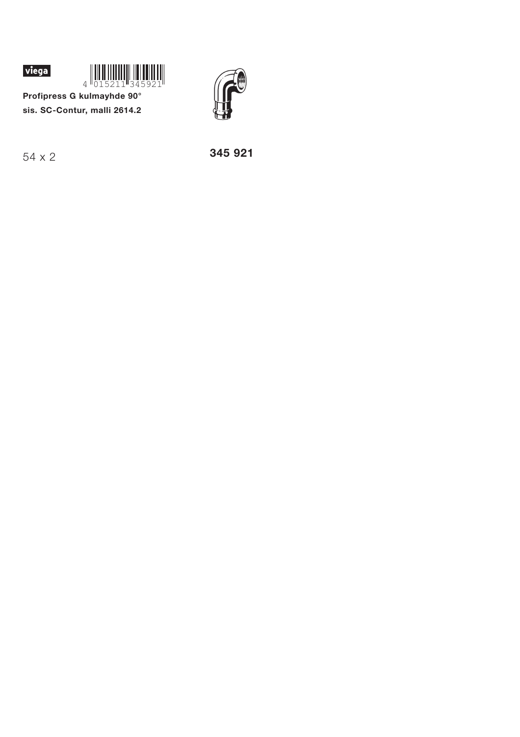viega

4 015211 345921

**Profipress G kulmayhde 90°**

**sis. SC-Contur, malli 2614.2**

54 x 2

**345 921**